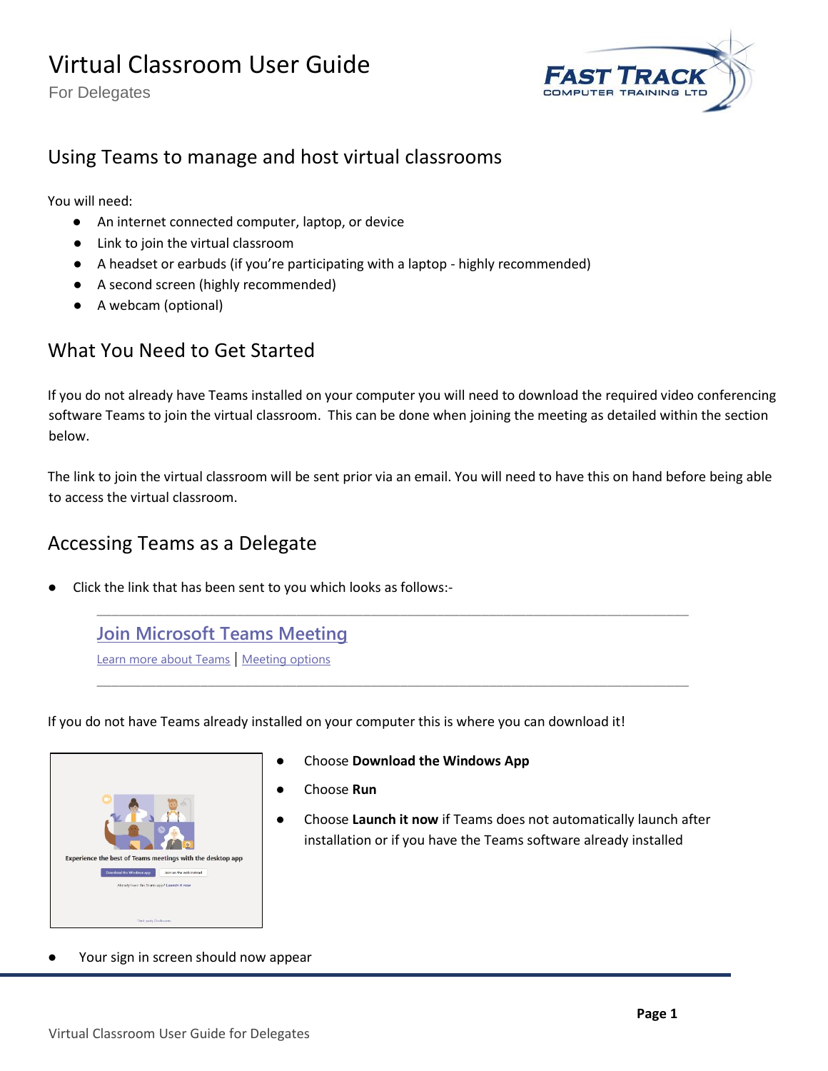# Virtual Classroom User Guide

For Delegates

## Using Teams to manage and host virtual classrooms

You will need:

- An internet connected computer, laptop, or device
- Link to join the virtual classroom
- A headset or earbuds (if you're participating with a laptop - highly recommended)
- A second screen (highly recommended)
- A webcam (optional)

## What You Need to Get Started

If you do not already have Teams installed on your computer you will need to download the required video conferencing software Teams to join the virtual classroom. This can be done when joining the meeting as detailed within the section below.

The link to join the virtual classroom will be sent prior via an email. You will need to have this on hand before being able to access the virtual classroom.

## Accessing Teams as a Delegate

- Click the link that has been sent to you which looks as follows:-

---

Join Microsoft Teams Meeting

Learn more about Teams | Meeting options

---

If you do not have Teams already installed on your computer this is where you can download it!

- Choose **Download the Windows App**
- Choose **Run**
- Choose **Launch it now** if Teams does not automatically launch after installation or if you have the Teams software already installed

- Your sign in screen should now appear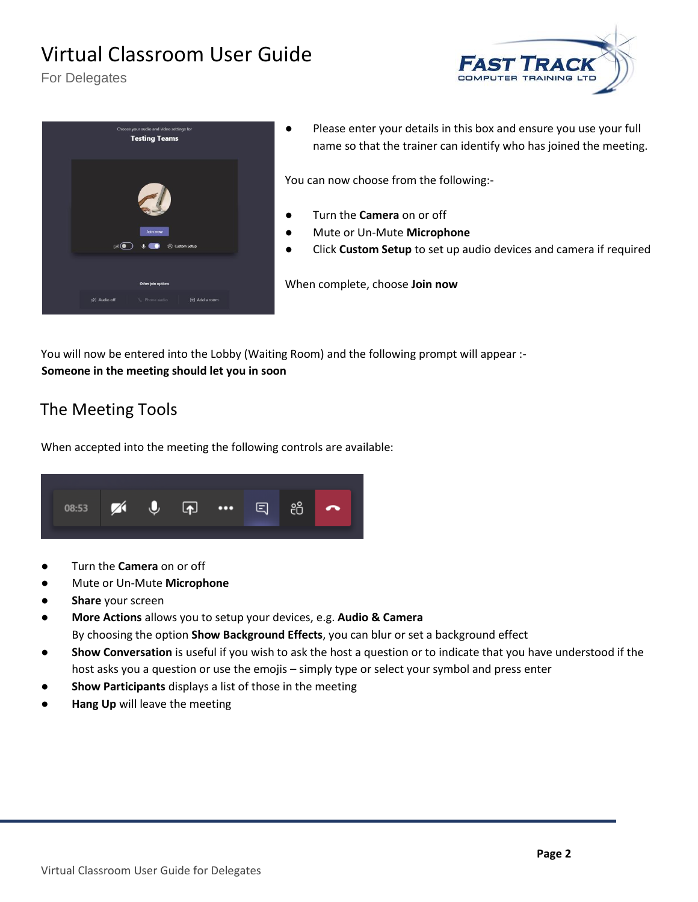# Virtual Classroom User Guide

For Delegates

- Please enter your details in this box and ensure you use your full name so that the trainer can identify who has joined the meeting.

You can now choose from the following:-

- Turn the **Camera** on or off
- Mute or Un-Mute **Microphone**
- Click **Custom Setup** to set up audio devices and camera if required

When complete, choose **Join now**

You will now be entered into the Lobby (Waiting Room) and the following prompt will appear :-
**Someone in the meeting should let you in soon**

## The Meeting Tools

When accepted into the meeting the following controls are available:

- Turn the **Camera** on or off
- Mute or Un-Mute **Microphone**
- **Share** your screen
- **More Actions** allows you to setup your devices, e.g. **Audio & Camera**
  By choosing the option **Show Background Effects**, you can blur or set a background effect
- **Show Conversation** is useful if you wish to ask the host a question or to indicate that you have understood if the host asks you a question or use the emojis – simply type or select your symbol and press enter
- **Show Participants** displays a list of those in the meeting
- **Hang Up** will leave the meeting